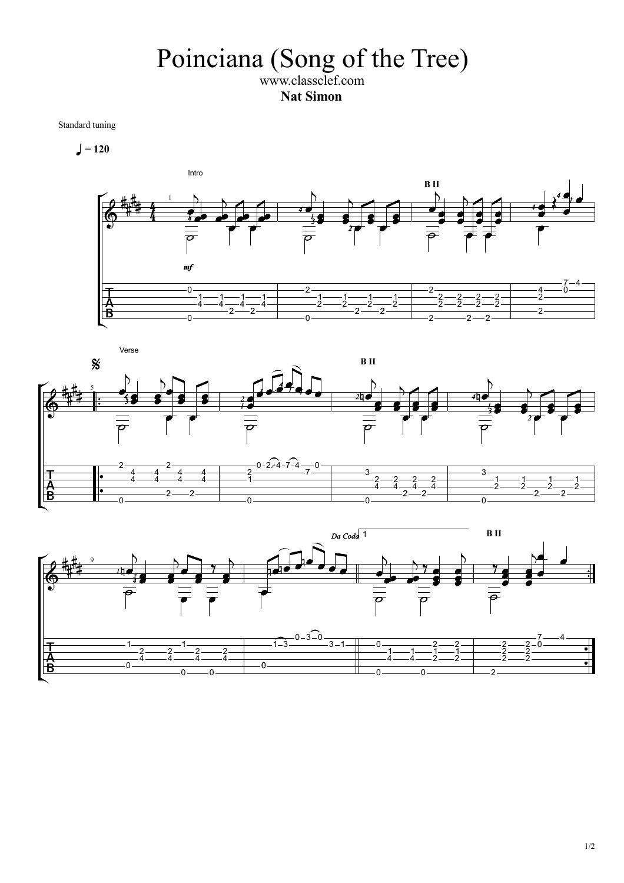# Poinciana (Song of the Tree)

www.classclef.com

**Nat Simon**

Standard tuning

♩ = 120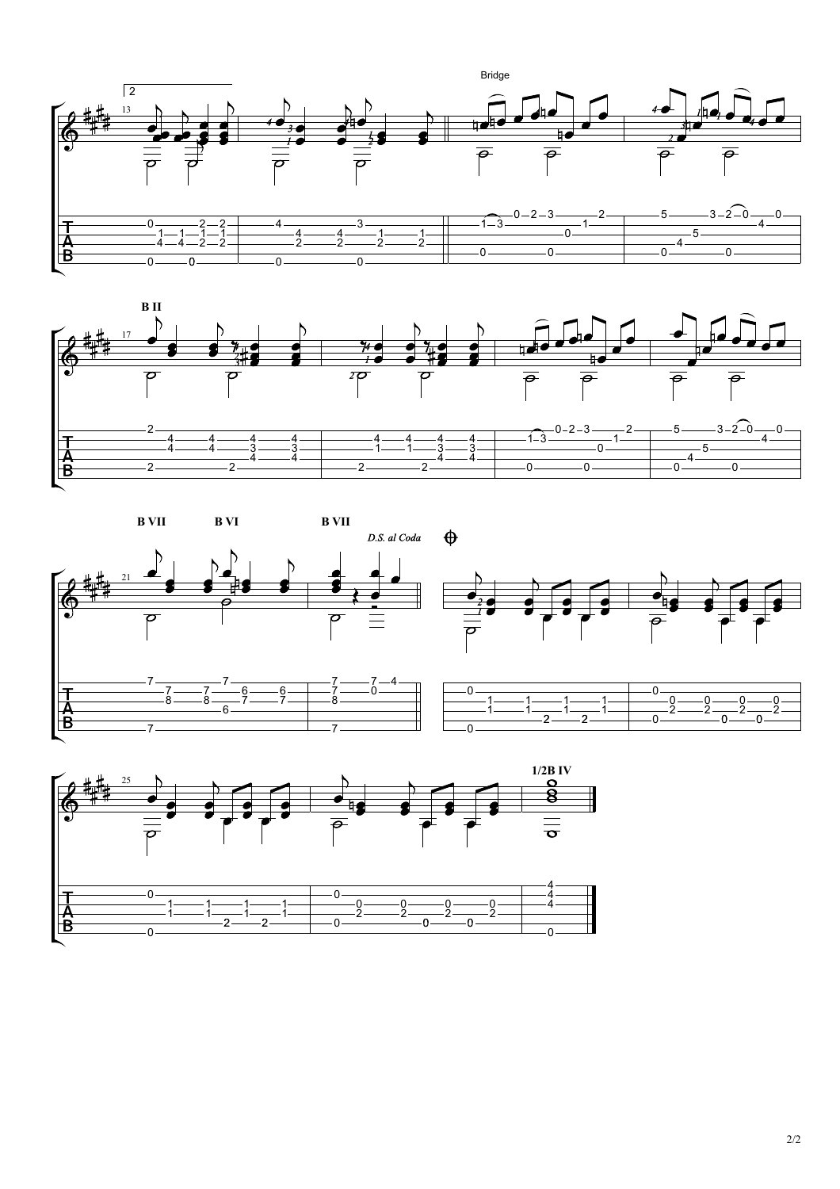Bridge

B II

B VII

B VI

B VII

*D.S. al Coda*

1/2B IV